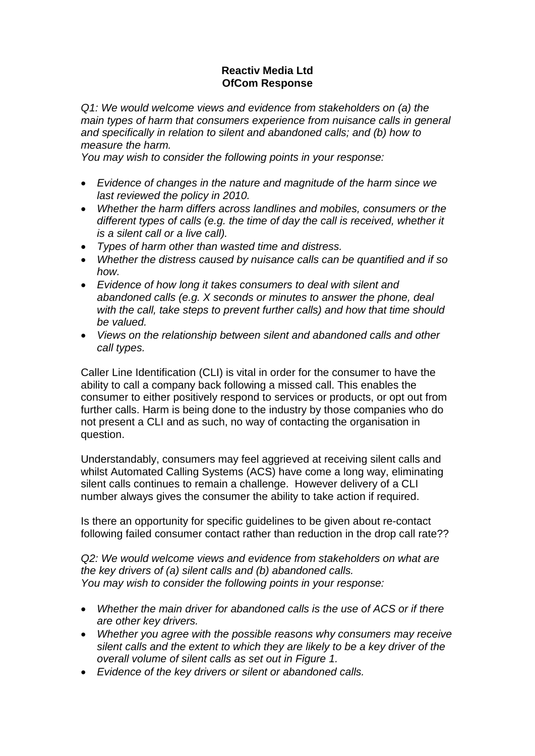**Reactiv Media Ltd**
**OfCom Response**

*Q1: We would welcome views and evidence from stakeholders on (a) the main types of harm that consumers experience from nuisance calls in general and specifically in relation to silent and abandoned calls; and (b) how to measure the harm.*
*You may wish to consider the following points in your response:*

- *Evidence of changes in the nature and magnitude of the harm since we last reviewed the policy in 2010.*
- *Whether the harm differs across landlines and mobiles, consumers or the different types of calls (e.g. the time of day the call is received, whether it is a silent call or a live call).*
- *Types of harm other than wasted time and distress.*
- *Whether the distress caused by nuisance calls can be quantified and if so how.*
- *Evidence of how long it takes consumers to deal with silent and abandoned calls (e.g. X seconds or minutes to answer the phone, deal with the call, take steps to prevent further calls) and how that time should be valued.*
- *Views on the relationship between silent and abandoned calls and other call types.*

Caller Line Identification (CLI) is vital in order for the consumer to have the ability to call a company back following a missed call. This enables the consumer to either positively respond to services or products, or opt out from further calls. Harm is being done to the industry by those companies who do not present a CLI and as such, no way of contacting the organisation in question.

Understandably, consumers may feel aggrieved at receiving silent calls and whilst Automated Calling Systems (ACS) have come a long way, eliminating silent calls continues to remain a challenge. However delivery of a CLI number always gives the consumer the ability to take action if required.

Is there an opportunity for specific guidelines to be given about re-contact following failed consumer contact rather than reduction in the drop call rate??

*Q2: We would welcome views and evidence from stakeholders on what are the key drivers of (a) silent calls and (b) abandoned calls.*
*You may wish to consider the following points in your response:*

- *Whether the main driver for abandoned calls is the use of ACS or if there are other key drivers.*
- *Whether you agree with the possible reasons why consumers may receive silent calls and the extent to which they are likely to be a key driver of the overall volume of silent calls as set out in Figure 1.*
- *Evidence of the key drivers or silent or abandoned calls.*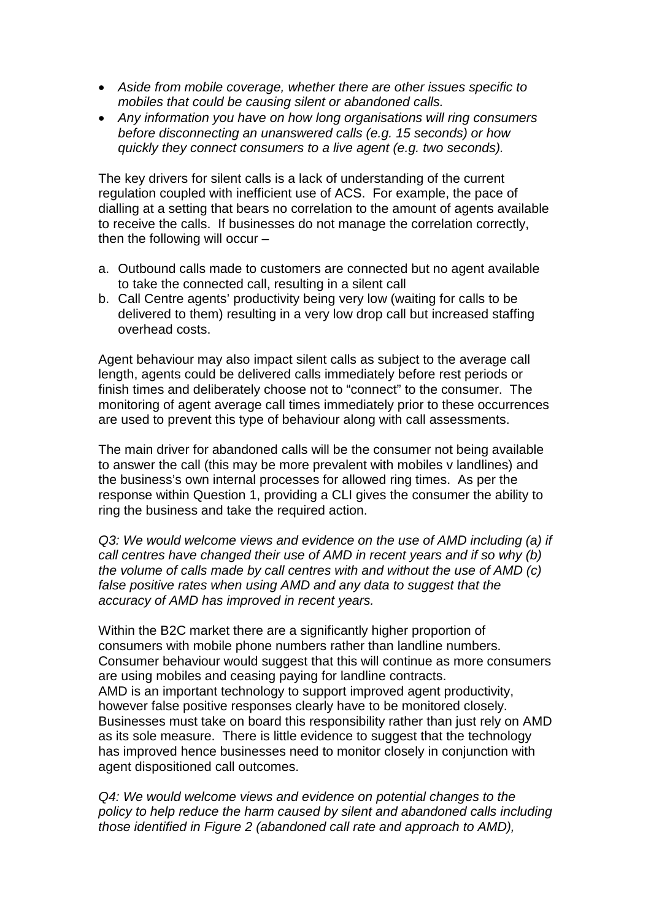- *Aside from mobile coverage, whether there are other issues specific to mobiles that could be causing silent or abandoned calls.*
- *Any information you have on how long organisations will ring consumers before disconnecting an unanswered calls (e.g. 15 seconds) or how quickly they connect consumers to a live agent (e.g. two seconds).*

The key drivers for silent calls is a lack of understanding of the current regulation coupled with inefficient use of ACS. For example, the pace of dialling at a setting that bears no correlation to the amount of agents available to receive the calls. If businesses do not manage the correlation correctly, then the following will occur –

a. Outbound calls made to customers are connected but no agent available to take the connected call, resulting in a silent call
b. Call Centre agents' productivity being very low (waiting for calls to be delivered to them) resulting in a very low drop call but increased staffing overhead costs.

Agent behaviour may also impact silent calls as subject to the average call length, agents could be delivered calls immediately before rest periods or finish times and deliberately choose not to "connect" to the consumer. The monitoring of agent average call times immediately prior to these occurrences are used to prevent this type of behaviour along with call assessments.

The main driver for abandoned calls will be the consumer not being available to answer the call (this may be more prevalent with mobiles v landlines) and the business's own internal processes for allowed ring times. As per the response within Question 1, providing a CLI gives the consumer the ability to ring the business and take the required action.

*Q3: We would welcome views and evidence on the use of AMD including (a) if call centres have changed their use of AMD in recent years and if so why (b) the volume of calls made by call centres with and without the use of AMD (c) false positive rates when using AMD and any data to suggest that the accuracy of AMD has improved in recent years.*

Within the B2C market there are a significantly higher proportion of consumers with mobile phone numbers rather than landline numbers. Consumer behaviour would suggest that this will continue as more consumers are using mobiles and ceasing paying for landline contracts.
AMD is an important technology to support improved agent productivity, however false positive responses clearly have to be monitored closely. Businesses must take on board this responsibility rather than just rely on AMD as its sole measure. There is little evidence to suggest that the technology has improved hence businesses need to monitor closely in conjunction with agent dispositioned call outcomes.

*Q4: We would welcome views and evidence on potential changes to the policy to help reduce the harm caused by silent and abandoned calls including those identified in Figure 2 (abandoned call rate and approach to AMD),*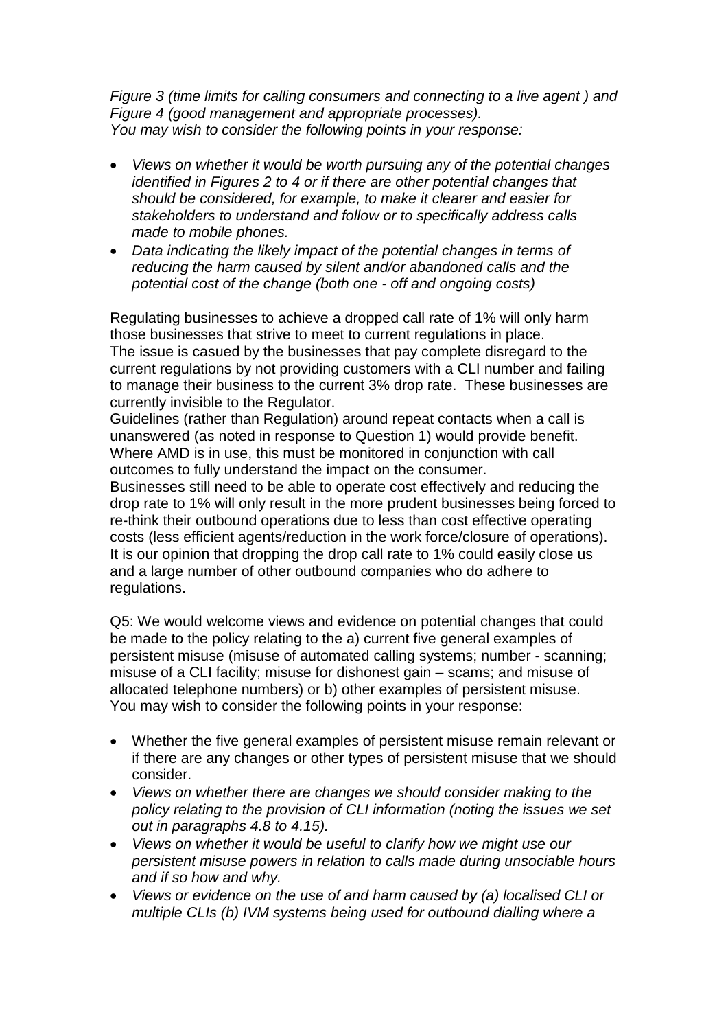*Figure 3 (time limits for calling consumers and connecting to a live agent ) and Figure 4 (good management and appropriate processes).*
*You may wish to consider the following points in your response:*

- *Views on whether it would be worth pursuing any of the potential changes identified in Figures 2 to 4 or if there are other potential changes that should be considered, for example, to make it clearer and easier for stakeholders to understand and follow or to specifically address calls made to mobile phones.*
- *Data indicating the likely impact of the potential changes in terms of reducing the harm caused by silent and/or abandoned calls and the potential cost of the change (both one - off and ongoing costs)*

Regulating businesses to achieve a dropped call rate of 1% will only harm those businesses that strive to meet to current regulations in place.
The issue is casued by the businesses that pay complete disregard to the current regulations by not providing customers with a CLI number and failing to manage their business to the current 3% drop rate. These businesses are currently invisible to the Regulator.
Guidelines (rather than Regulation) around repeat contacts when a call is unanswered (as noted in response to Question 1) would provide benefit.
Where AMD is in use, this must be monitored in conjunction with call outcomes to fully understand the impact on the consumer.
Businesses still need to be able to operate cost effectively and reducing the drop rate to 1% will only result in the more prudent businesses being forced to re-think their outbound operations due to less than cost effective operating costs (less efficient agents/reduction in the work force/closure of operations).
It is our opinion that dropping the drop call rate to 1% could easily close us and a large number of other outbound companies who do adhere to regulations.

Q5: We would welcome views and evidence on potential changes that could be made to the policy relating to the a) current five general examples of persistent misuse (misuse of automated calling systems; number - scanning; misuse of a CLI facility; misuse for dishonest gain – scams; and misuse of allocated telephone numbers) or b) other examples of persistent misuse.
You may wish to consider the following points in your response:

- Whether the five general examples of persistent misuse remain relevant or if there are any changes or other types of persistent misuse that we should consider.
- *Views on whether there are changes we should consider making to the policy relating to the provision of CLI information (noting the issues we set out in paragraphs 4.8 to 4.15).*
- *Views on whether it would be useful to clarify how we might use our persistent misuse powers in relation to calls made during unsociable hours and if so how and why.*
- *Views or evidence on the use of and harm caused by (a) localised CLI or multiple CLIs (b) IVM systems being used for outbound dialling where a*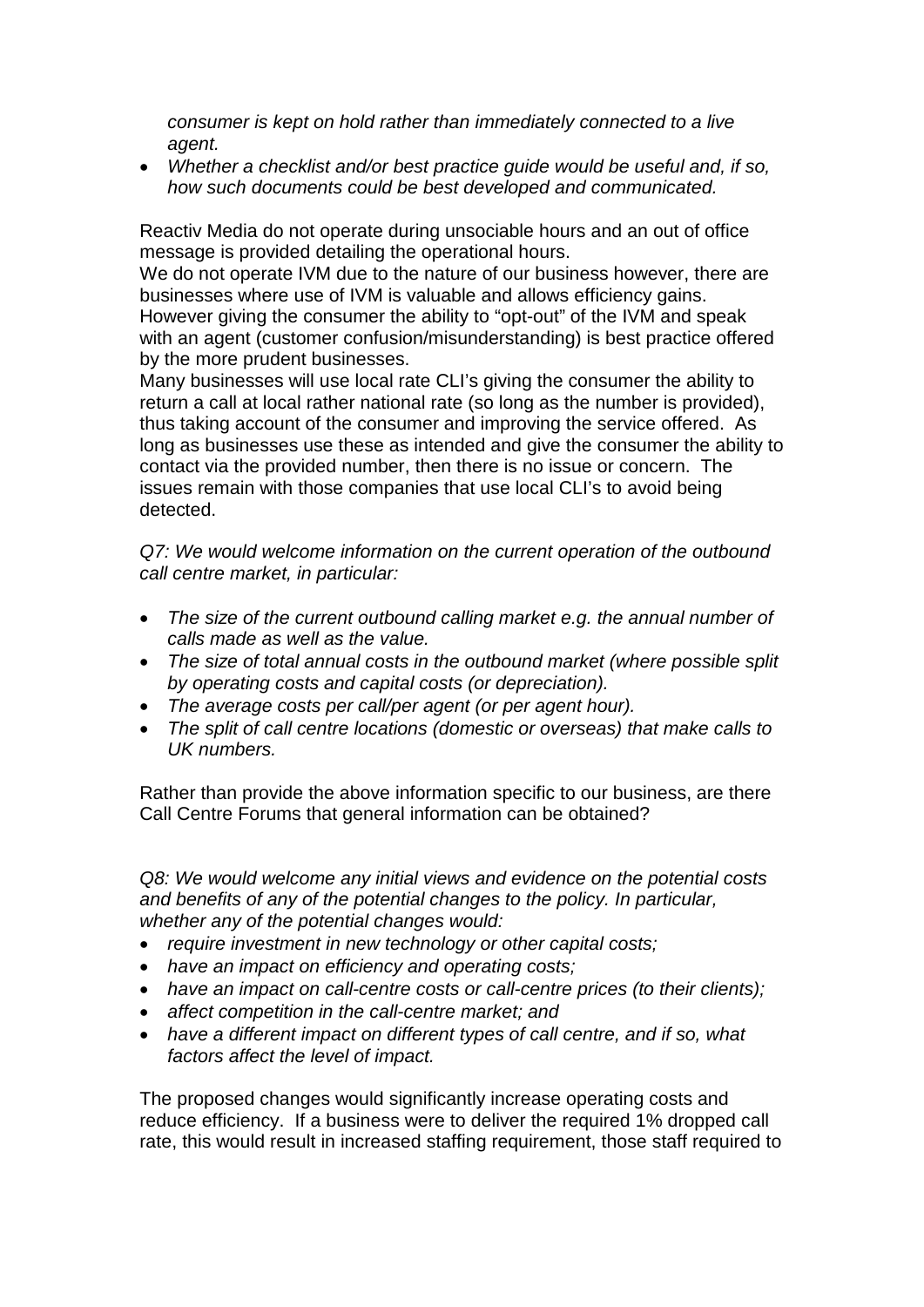*consumer is kept on hold rather than immediately connected to a live agent.*

- *Whether a checklist and/or best practice guide would be useful and, if so, how such documents could be best developed and communicated.*

Reactiv Media do not operate during unsociable hours and an out of office message is provided detailing the operational hours.
We do not operate IVM due to the nature of our business however, there are businesses where use of IVM is valuable and allows efficiency gains. However giving the consumer the ability to "opt-out" of the IVM and speak with an agent (customer confusion/misunderstanding) is best practice offered by the more prudent businesses.
Many businesses will use local rate CLI's giving the consumer the ability to return a call at local rather national rate (so long as the number is provided), thus taking account of the consumer and improving the service offered. As long as businesses use these as intended and give the consumer the ability to contact via the provided number, then there is no issue or concern. The issues remain with those companies that use local CLI's to avoid being detected.

*Q7: We would welcome information on the current operation of the outbound call centre market, in particular:*

- *The size of the current outbound calling market e.g. the annual number of calls made as well as the value.*
- *The size of total annual costs in the outbound market (where possible split by operating costs and capital costs (or depreciation).*
- *The average costs per call/per agent (or per agent hour).*
- *The split of call centre locations (domestic or overseas) that make calls to UK numbers.*

Rather than provide the above information specific to our business, are there Call Centre Forums that general information can be obtained?

*Q8: We would welcome any initial views and evidence on the potential costs and benefits of any of the potential changes to the policy. In particular, whether any of the potential changes would:*

- *require investment in new technology or other capital costs;*
- *have an impact on efficiency and operating costs;*
- *have an impact on call-centre costs or call-centre prices (to their clients);*
- *affect competition in the call-centre market; and*
- *have a different impact on different types of call centre, and if so, what factors affect the level of impact.*

The proposed changes would significantly increase operating costs and reduce efficiency. If a business were to deliver the required 1% dropped call rate, this would result in increased staffing requirement, those staff required to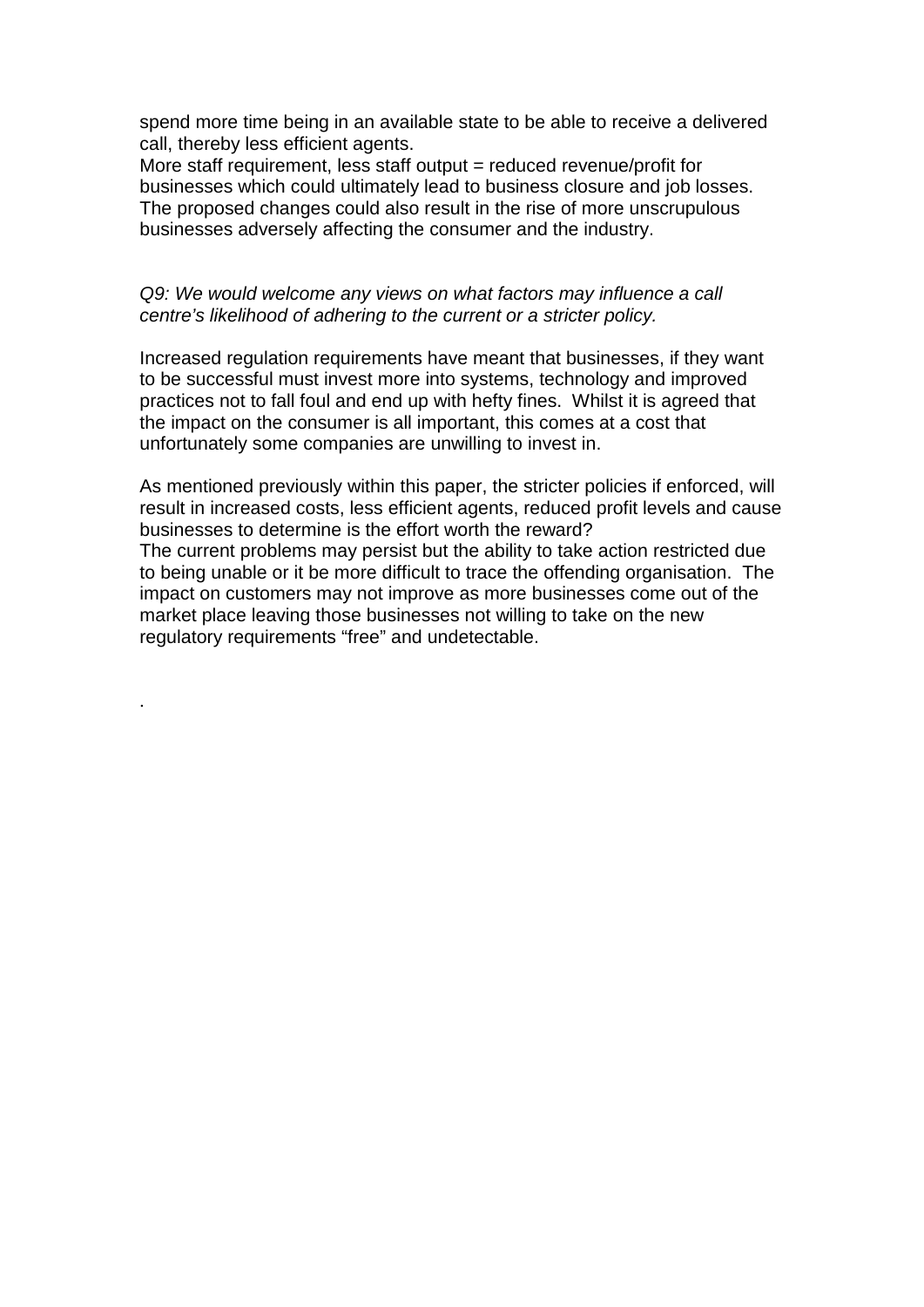spend more time being in an available state to be able to receive a delivered call, thereby less efficient agents.
More staff requirement, less staff output = reduced revenue/profit for businesses which could ultimately lead to business closure and job losses. The proposed changes could also result in the rise of more unscrupulous businesses adversely affecting the consumer and the industry.

*Q9: We would welcome any views on what factors may influence a call centre's likelihood of adhering to the current or a stricter policy.*

Increased regulation requirements have meant that businesses, if they want to be successful must invest more into systems, technology and improved practices not to fall foul and end up with hefty fines. Whilst it is agreed that the impact on the consumer is all important, this comes at a cost that unfortunately some companies are unwilling to invest in.

As mentioned previously within this paper, the stricter policies if enforced, will result in increased costs, less efficient agents, reduced profit levels and cause businesses to determine is the effort worth the reward?
The current problems may persist but the ability to take action restricted due to being unable or it be more difficult to trace the offending organisation. The impact on customers may not improve as more businesses come out of the market place leaving those businesses not willing to take on the new regulatory requirements "free" and undetectable.

.